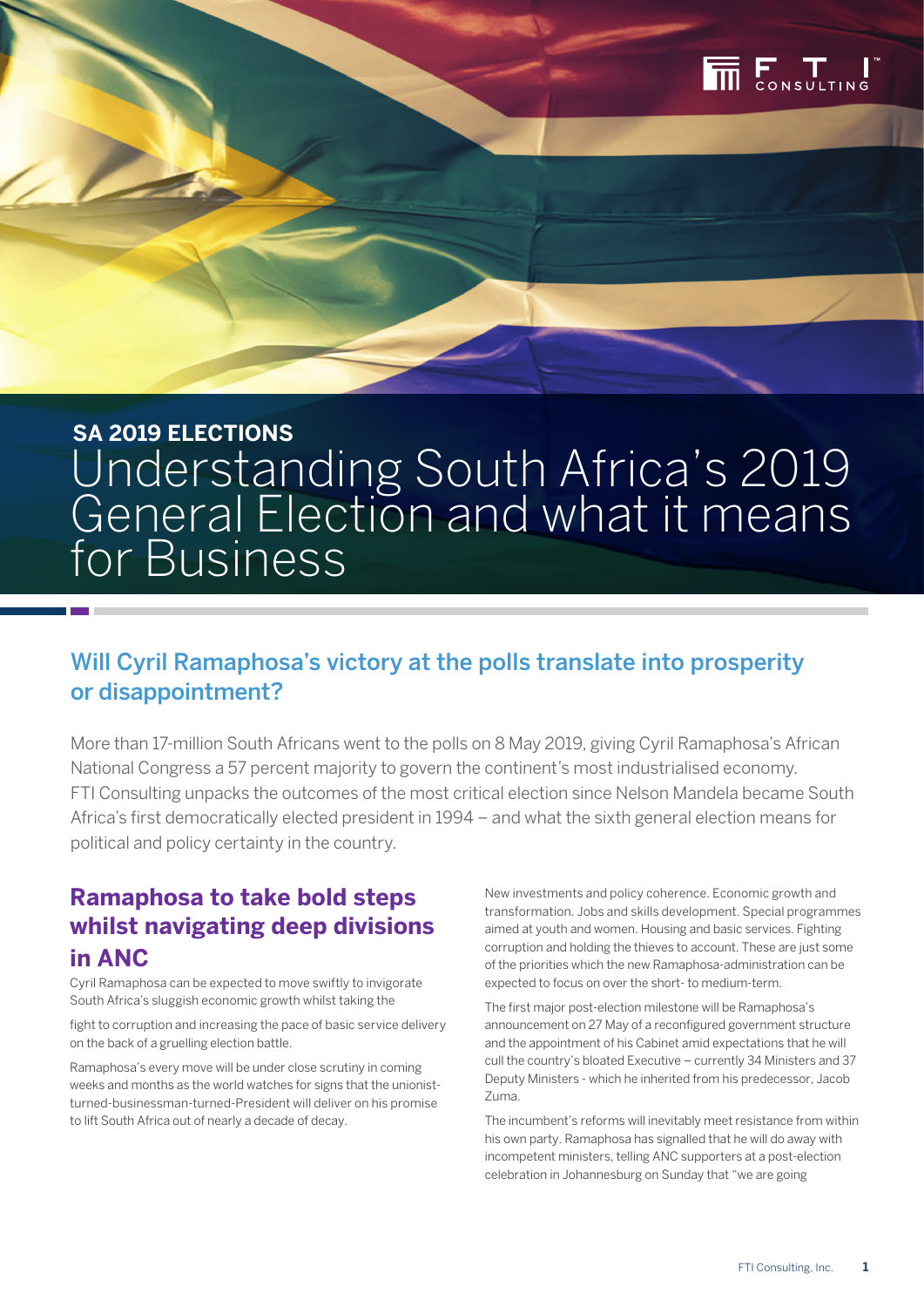SA 2019 ELECTIONS

# Understanding South Africa's 2019 General Election and what it means for Business

## Will Cyril Ramaphosa's victory at the polls translate into prosperity or disappointment?

More than 17-million South Africans went to the polls on 8 May 2019, giving Cyril Ramaphosa's African National Congress a 57 percent majority to govern the continent's most industrialised economy. FTI Consulting unpacks the outcomes of the most critical election since Nelson Mandela became South Africa's first democratically elected president in 1994 – and what the sixth general election means for political and policy certainty in the country.

### Ramaphosa to take bold steps whilst navigating deep divisions in ANC

Cyril Ramaphosa can be expected to move swiftly to invigorate South Africa's sluggish economic growth whilst taking the fight to corruption and increasing the pace of basic service delivery on the back of a gruelling election battle.

Ramaphosa's every move will be under close scrutiny in coming weeks and months as the world watches for signs that the unionist-turned-businessman-turned-President will deliver on his promise to lift South Africa out of nearly a decade of decay.

New investments and policy coherence. Economic growth and transformation. Jobs and skills development. Special programmes aimed at youth and women. Housing and basic services. Fighting corruption and holding the thieves to account. These are just some of the priorities which the new Ramaphosa-administration can be expected to focus on over the short- to medium-term.

The first major post-election milestone will be Ramaphosa's announcement on 27 May of a reconfigured government structure and the appointment of his Cabinet amid expectations that he will cull the country's bloated Executive – currently 34 Ministers and 37 Deputy Ministers - which he inherited from his predecessor, Jacob Zuma.

The incumbent's reforms will inevitably meet resistance from within his own party. Ramaphosa has signalled that he will do away with incompetent ministers, telling ANC supporters at a post-election celebration in Johannesburg on Sunday that "we are going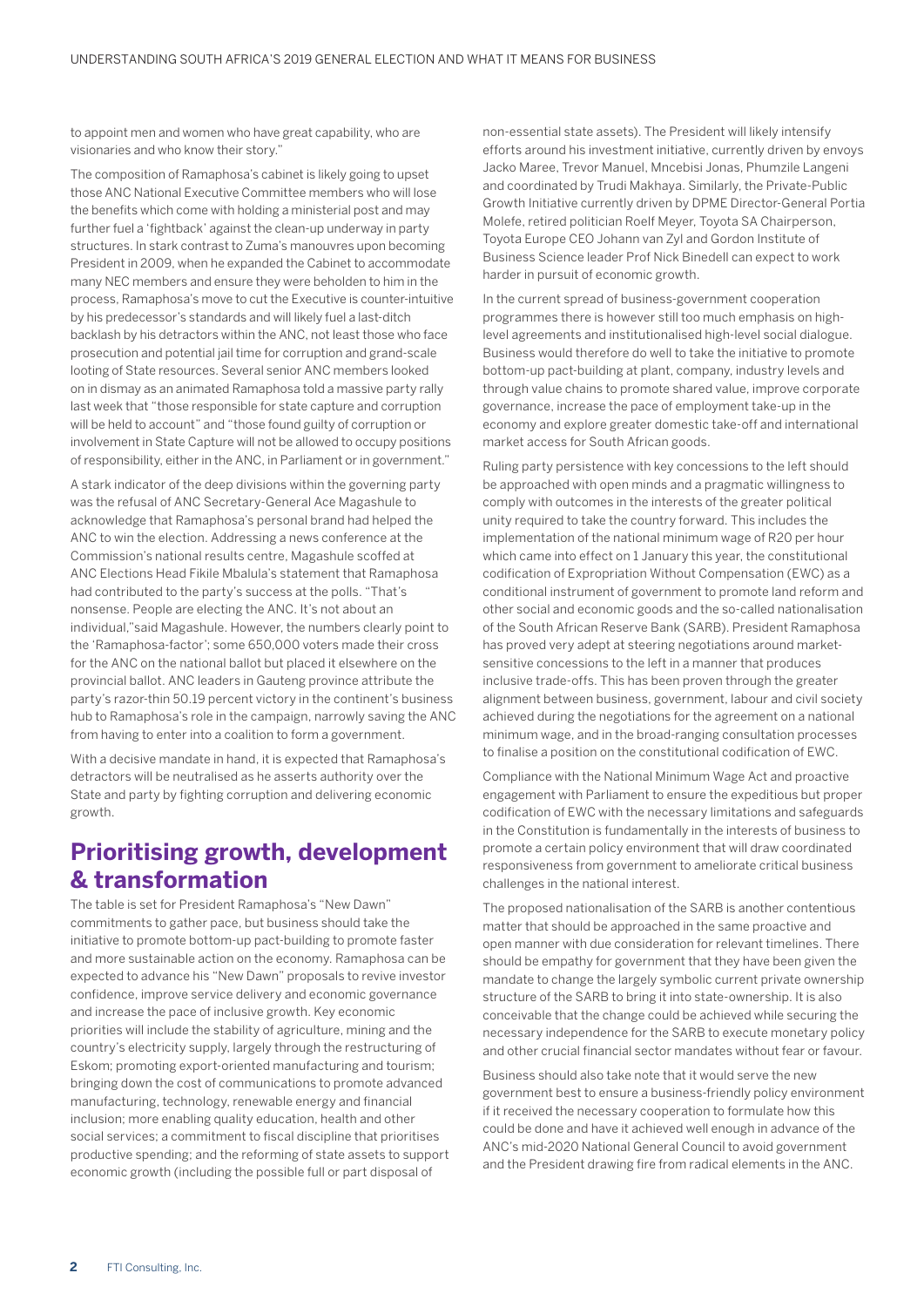to appoint men and women who have great capability, who are visionaries and who know their story."

The composition of Ramaphosa's cabinet is likely going to upset those ANC National Executive Committee members who will lose the benefits which come with holding a ministerial post and may further fuel a 'fightback' against the clean-up underway in party structures. In stark contrast to Zuma's manouvres upon becoming President in 2009, when he expanded the Cabinet to accommodate many NEC members and ensure they were beholden to him in the process, Ramaphosa's move to cut the Executive is counter-intuitive by his predecessor's standards and will likely fuel a last-ditch backlash by his detractors within the ANC, not least those who face prosecution and potential jail time for corruption and grand-scale looting of State resources. Several senior ANC members looked on in dismay as an animated Ramaphosa told a massive party rally last week that "those responsible for state capture and corruption will be held to account" and "those found guilty of corruption or involvement in State Capture will not be allowed to occupy positions of responsibility, either in the ANC, in Parliament or in government."

A stark indicator of the deep divisions within the governing party was the refusal of ANC Secretary-General Ace Magashule to acknowledge that Ramaphosa's personal brand had helped the ANC to win the election. Addressing a news conference at the Commission's national results centre, Magashule scoffed at ANC Elections Head Fikile Mbalula's statement that Ramaphosa had contributed to the party's success at the polls. "That's nonsense. People are electing the ANC. It's not about an individual,"said Magashule. However, the numbers clearly point to the 'Ramaphosa-factor'; some 650,000 voters made their cross for the ANC on the national ballot but placed it elsewhere on the provincial ballot. ANC leaders in Gauteng province attribute the party's razor-thin 50.19 percent victory in the continent's business hub to Ramaphosa's role in the campaign, narrowly saving the ANC from having to enter into a coalition to form a government.

With a decisive mandate in hand, it is expected that Ramaphosa's detractors will be neutralised as he asserts authority over the State and party by fighting corruption and delivering economic growth.

## Prioritising growth, development & transformation

The table is set for President Ramaphosa's "New Dawn" commitments to gather pace, but business should take the initiative to promote bottom-up pact-building to promote faster and more sustainable action on the economy. Ramaphosa can be expected to advance his "New Dawn" proposals to revive investor confidence, improve service delivery and economic governance and increase the pace of inclusive growth. Key economic priorities will include the stability of agriculture, mining and the country's electricity supply, largely through the restructuring of Eskom; promoting export-oriented manufacturing and tourism; bringing down the cost of communications to promote advanced manufacturing, technology, renewable energy and financial inclusion; more enabling quality education, health and other social services; a commitment to fiscal discipline that prioritises productive spending; and the reforming of state assets to support economic growth (including the possible full or part disposal of non-essential state assets). The President will likely intensify efforts around his investment initiative, currently driven by envoys Jacko Maree, Trevor Manuel, Mncebisi Jonas, Phumzile Langeni and coordinated by Trudi Makhaya. Similarly, the Private-Public Growth Initiative currently driven by DPME Director-General Portia Molefe, retired politician Roelf Meyer, Toyota SA Chairperson, Toyota Europe CEO Johann van Zyl and Gordon Institute of Business Science leader Prof Nick Binedell can expect to work harder in pursuit of economic growth.

In the current spread of business-government cooperation programmes there is however still too much emphasis on high-level agreements and institutionalised high-level social dialogue. Business would therefore do well to take the initiative to promote bottom-up pact-building at plant, company, industry levels and through value chains to promote shared value, improve corporate governance, increase the pace of employment take-up in the economy and explore greater domestic take-off and international market access for South African goods.

Ruling party persistence with key concessions to the left should be approached with open minds and a pragmatic willingness to comply with outcomes in the interests of the greater political unity required to take the country forward. This includes the implementation of the national minimum wage of R20 per hour which came into effect on 1 January this year, the constitutional codification of Expropriation Without Compensation (EWC) as a conditional instrument of government to promote land reform and other social and economic goods and the so-called nationalisation of the South African Reserve Bank (SARB). President Ramaphosa has proved very adept at steering negotiations around market-sensitive concessions to the left in a manner that produces inclusive trade-offs. This has been proven through the greater alignment between business, government, labour and civil society achieved during the negotiations for the agreement on a national minimum wage, and in the broad-ranging consultation processes to finalise a position on the constitutional codification of EWC.

Compliance with the National Minimum Wage Act and proactive engagement with Parliament to ensure the expeditious but proper codification of EWC with the necessary limitations and safeguards in the Constitution is fundamentally in the interests of business to promote a certain policy environment that will draw coordinated responsiveness from government to ameliorate critical business challenges in the national interest.

The proposed nationalisation of the SARB is another contentious matter that should be approached in the same proactive and open manner with due consideration for relevant timelines. There should be empathy for government that they have been given the mandate to change the largely symbolic current private ownership structure of the SARB to bring it into state-ownership. It is also conceivable that the change could be achieved while securing the necessary independence for the SARB to execute monetary policy and other crucial financial sector mandates without fear or favour.

Business should also take note that it would serve the new government best to ensure a business-friendly policy environment if it received the necessary cooperation to formulate how this could be done and have it achieved well enough in advance of the ANC's mid-2020 National General Council to avoid government and the President drawing fire from radical elements in the ANC.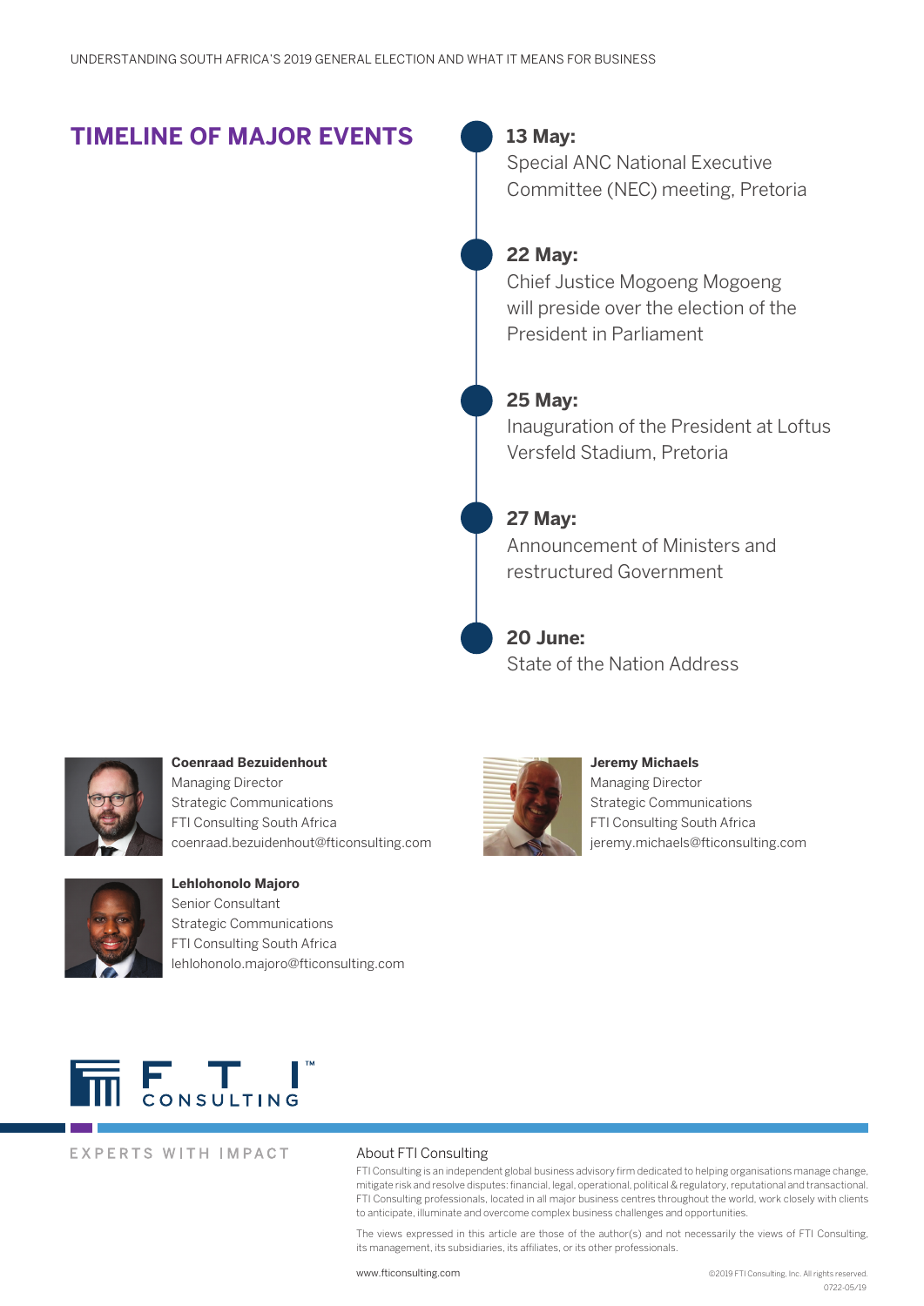## TIMELINE OF MAJOR EVENTS

**13 May:**
Special ANC National Executive Committee (NEC) meeting, Pretoria

**22 May:**
Chief Justice Mogoeng Mogoeng will preside over the election of the President in Parliament

**25 May:**
Inauguration of the President at Loftus Versfeld Stadium, Pretoria

**27 May:**
Announcement of Ministers and restructured Government

**20 June:**
State of the Nation Address

**Coenraad Bezuidenhout**
Managing Director
Strategic Communications
FTI Consulting South Africa
coenraad.bezuidenhout@fticonsulting.com

**Jeremy Michaels**
Managing Director
Strategic Communications
FTI Consulting South Africa
jeremy.michaels@fticonsulting.com

**Lehlohonolo Majoro**
Senior Consultant
Strategic Communications
FTI Consulting South Africa
lehlohonolo.majoro@fticonsulting.com

FTI CONSULTING

EXPERTS WITH IMPACT

About FTI Consulting

FTI Consulting is an independent global business advisory firm dedicated to helping organisations manage change, mitigate risk and resolve disputes: financial, legal, operational, political & regulatory, reputational and transactional. FTI Consulting professionals, located in all major business centres throughout the world, work closely with clients to anticipate, illuminate and overcome complex business challenges and opportunities.

The views expressed in this article are those of the author(s) and not necessarily the views of FTI Consulting, its management, its subsidiaries, its affiliates, or its other professionals.

www.fticonsulting.com

©2019 FTI Consulting, Inc. All rights reserved.
0722-05/19